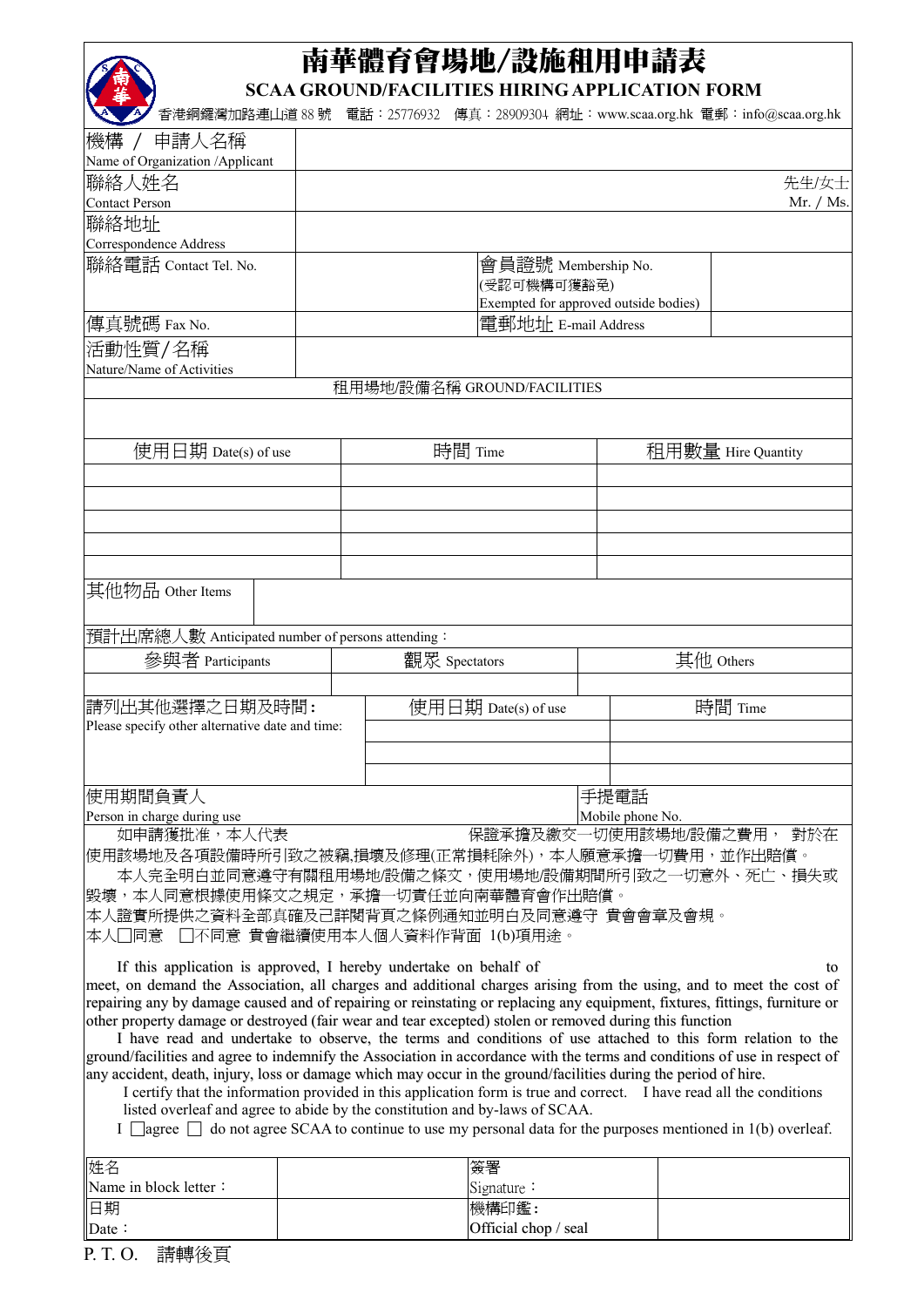# 南華體育會場地/設施租用申請表

## SCAA GROUND/FACILITIES HIRING APPLICATION FORM

香港銅鑼灣加路連山道 88 號　電話：25776932　傳真：28909304　網址：www.scaa.org.hk　電郵：info@scaa.org.hk

| | | | |
|---|---|---|---|
| 機構 / 申請人名稱<br>Name of Organization /Applicant | | | |
| 聯絡人姓名<br>Contact Person | 先生/女士<br>Mr. / Ms. | | |
| 聯絡地址<br>Correspondence Address | | | |
| 聯絡電話 Contact Tel. No. | | 會員證號 Membership No.<br>(受認可機構可獲豁免)<br>Exempted for approved outside bodies) | |
| 傳真號碼 Fax No. | | 電郵地址 E-mail Address | |
| 活動性質/名稱<br>Nature/Name of Activities | | | |

租用場地/設備名稱 GROUND/FACILITIES

| 使用日期 Date(s) of use | 時間 Time | 租用數量 Hire Quantity |
|---|---|---|
| | | |
| | | |
| | | |
| | | |
| | | |

| | |
|---|---|
| 其他物品 Other Items | |

預計出席總人數 Anticipated number of persons attending：

| 參與者 Participants | 觀眾 Spectators | 其他 Others |
|---|---|---|
| | | |

| 請列出其他選擇之日期及時間：<br>Please specify other alternative date and time: | 使用日期 Date(s) of use | 時間 Time |
|---|---|---|
| | | |
| | | |
| | | |

| | | | |
|---|---|---|---|
| 使用期間負責人<br>Person in charge during use | | 手提電話<br>Mobile phone No. | |

如申請獲批准，本人代表　　　　　　　　　　　保證承擔及繳交一切使用該場地/設備之費用，對於在使用該場地及各項設備時所引致之被竊,損壞及修理(正常損耗除外)，本人願意承擔一切費用，並作出賠償。

本人完全明白並同意遵守有關租用場地/設備之條文，使用場地/設備期間所引致之一切意外、死亡、損失或毀壞，本人同意根據使用條文之規定，承擔一切責任並向南華體育會作出賠償。

本人證實所提供之資料全部真確及已詳閱背頁之條例通知並明白及同意遵守 貴會會章及會規。

本人☐同意 ☐不同意 貴會繼續使用本人個人資料作背面 1(b)項用途。

If this application is approved, I hereby undertake on behalf of　　　　　　　　　　　　　　　　　　　to meet, on demand the Association, all charges and additional charges arising from the using, and to meet the cost of repairing any by damage caused and of repairing or reinstating or replacing any equipment, fixtures, fittings, furniture or other property damage or destroyed (fair wear and tear excepted) stolen or removed during this function

I have read and undertake to observe, the terms and conditions of use attached to this form relation to the ground/facilities and agree to indemnify the Association in accordance with the terms and conditions of use in respect of any accident, death, injury, loss or damage which may occur in the ground/facilities during the period of hire.

I certify that the information provided in this application form is true and correct. I have read all the conditions listed overleaf and agree to abide by the constitution and by-laws of SCAA.

I ☐agree ☐ do not agree SCAA to continue to use my personal data for the purposes mentioned in 1(b) overleaf.

| | | | |
|---|---|---|---|
| 姓名<br>Name in block letter： | | 簽署<br>Signature： | |
| 日期<br>Date： | | 機構印鑑：<br>Official chop / seal | |

P. T. O.　請轉後頁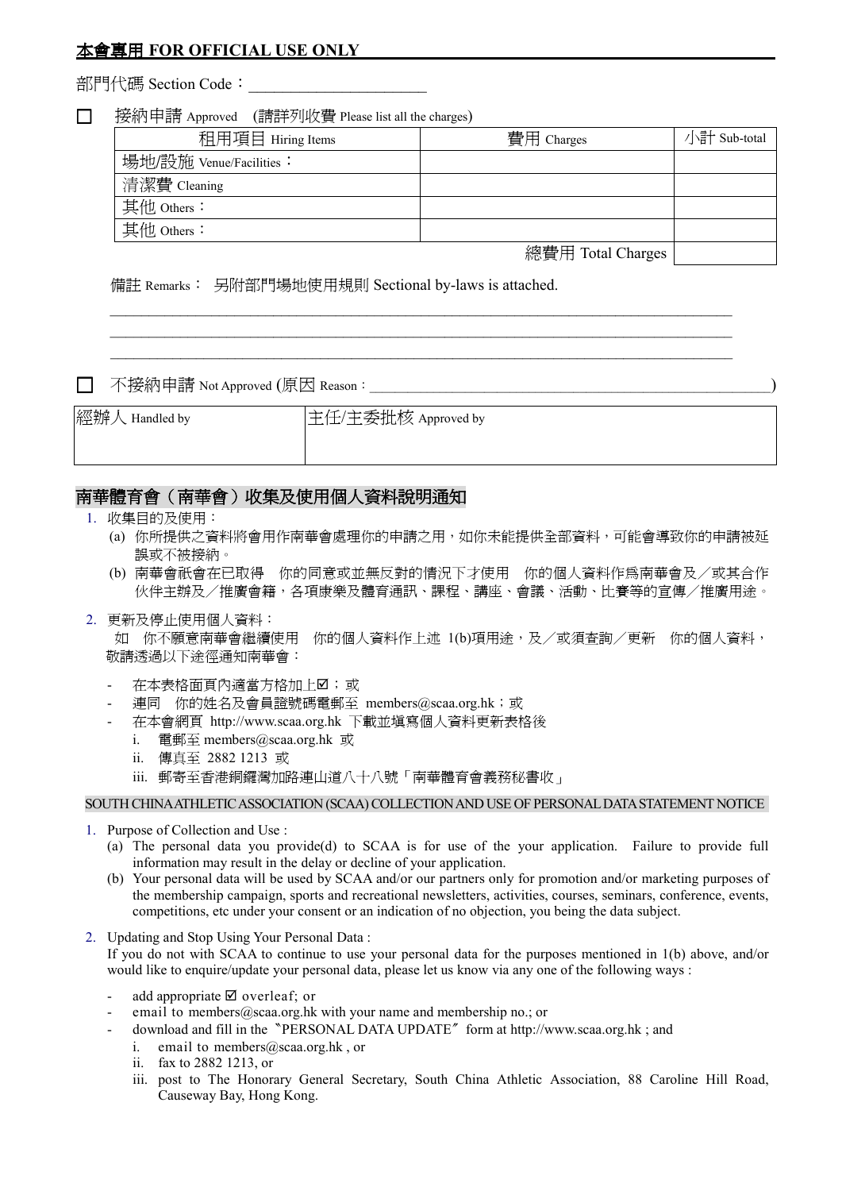**本會專用 FOR OFFICIAL USE ONLY**

部門代碼 Section Code：______________________

☐ 接納申請 Approved (請詳列收費 Please list all the charges)

| 租用項目 Hiring Items | 費用 Charges | 小計 Sub-total |
|---|---|---|
| 場地/設施 Venue/Facilities： | | |
| 清潔費 Cleaning | | |
| 其他 Others： | | |
| 其他 Others： | | |
| | 總費用 Total Charges | |

備註 Remarks： 另附部門場地使用規則 Sectional by-laws is attached.

________________________________________________________________________________

________________________________________________________________________________

________________________________________________________________________________

☐ 不接納申請 Not Approved (原因 Reason：______________________________________________________)

| 經辦人 Handled by | 主任/主委批核 Approved by |
|---|---|
| | |

## 南華體育會（南華會）收集及使用個人資料說明通知

1. 收集目的及使用：
   (a) 你所提供之資料將會用作南華會處理你的申請之用，如你未能提供全部資料，可能會導致你的申請被延誤或不被接納。
   (b) 南華會衹會在已取得　你的同意或並無反對的情況下才使用　你的個人資料作爲南華會及／或其合作伙伴主辦及／推廣會籍，各項康樂及體育通訊、課程、講座、會議、活動、比賽等的宣傳／推廣用途。

2. 更新及停止使用個人資料：
   如　你不願意南華會繼續使用　你的個人資料作上述 1(b)項用途，及／或須查詢／更新　你的個人資料，敬請透過以下途徑通知南華會：
   - 在本表格面頁內適當方格加上☑；或
   - 連同　你的姓名及會員證號碼電郵至 members@scaa.org.hk；或
   - 在本會網頁 http://www.scaa.org.hk 下載並填寫個人資料更新表格後
     i. 電郵至 members@scaa.org.hk 或
     ii. 傳真至 2882 1213 或
     iii. 郵寄至香港銅鑼灣加路連山道八十八號「南華體育會義務秘書收」

### SOUTH CHINA ATHLETIC ASSOCIATION (SCAA) COLLECTION AND USE OF PERSONAL DATA STATEMENT NOTICE

1. Purpose of Collection and Use :
   (a) The personal data you provide(d) to SCAA is for use of the your application. Failure to provide full information may result in the delay or decline of your application.
   (b) Your personal data will be used by SCAA and/or our partners only for promotion and/or marketing purposes of the membership campaign, sports and recreational newsletters, activities, courses, seminars, conference, events, competitions, etc under your consent or an indication of no objection, you being the data subject.

2. Updating and Stop Using Your Personal Data :
   If you do not with SCAA to continue to use your personal data for the purposes mentioned in 1(b) above, and/or would like to enquire/update your personal data, please let us know via any one of the following ways :
   - add appropriate ☑ overleaf; or
   - email to members@scaa.org.hk with your name and membership no.; or
   - download and fill in the〝PERSONAL DATA UPDATE〞form at http://www.scaa.org.hk ; and
     i. email to members@scaa.org.hk , or
     ii. fax to 2882 1213, or
     iii. post to The Honorary General Secretary, South China Athletic Association, 88 Caroline Hill Road, Causeway Bay, Hong Kong.